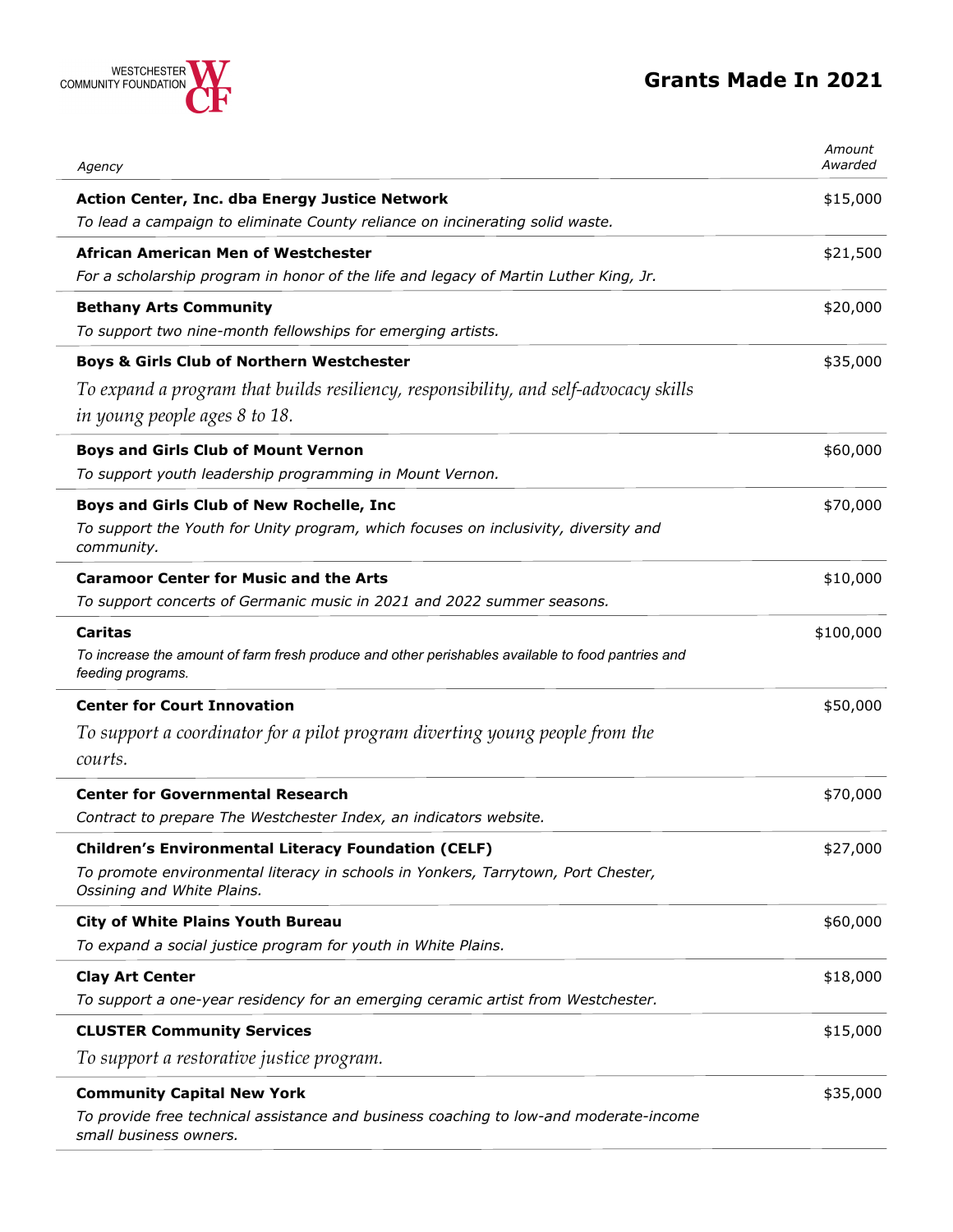WESTCHESTER COMMUNITY FOUNDATION

# Grants Made In 2021

| *Agency* | *Amount Awarded* |
|---|---|
| **Action Center, Inc. dba Energy Justice Network**<br>*To lead a campaign to eliminate County reliance on incinerating solid waste.* | $15,000 |
| **African American Men of Westchester**<br>*For a scholarship program in honor of the life and legacy of Martin Luther King, Jr.* | $21,500 |
| **Bethany Arts Community**<br>*To support two nine-month fellowships for emerging artists.* | $20,000 |
| **Boys & Girls Club of Northern Westchester**<br>*To expand a program that builds resiliency, responsibility, and self-advocacy skills in young people ages 8 to 18.* | $35,000 |
| **Boys and Girls Club of Mount Vernon**<br>*To support youth leadership programming in Mount Vernon.* | $60,000 |
| **Boys and Girls Club of New Rochelle, Inc**<br>*To support the Youth for Unity program, which focuses on inclusivity, diversity and community.* | $70,000 |
| **Caramoor Center for Music and the Arts**<br>*To support concerts of Germanic music in 2021 and 2022 summer seasons.* | $10,000 |
| **Caritas**<br>*To increase the amount of farm fresh produce and other perishables available to food pantries and feeding programs.* | $100,000 |
| **Center for Court Innovation**<br>*To support a coordinator for a pilot program diverting young people from the courts.* | $50,000 |
| **Center for Governmental Research**<br>*Contract to prepare The Westchester Index, an indicators website.* | $70,000 |
| **Children's Environmental Literacy Foundation (CELF)**<br>*To promote environmental literacy in schools in Yonkers, Tarrytown, Port Chester, Ossining and White Plains.* | $27,000 |
| **City of White Plains Youth Bureau**<br>*To expand a social justice program for youth in White Plains.* | $60,000 |
| **Clay Art Center**<br>*To support a one-year residency for an emerging ceramic artist from Westchester.* | $18,000 |
| **CLUSTER Community Services**<br>*To support a restorative justice program.* | $15,000 |
| **Community Capital New York**<br>*To provide free technical assistance and business coaching to low-and moderate-income small business owners.* | $35,000 |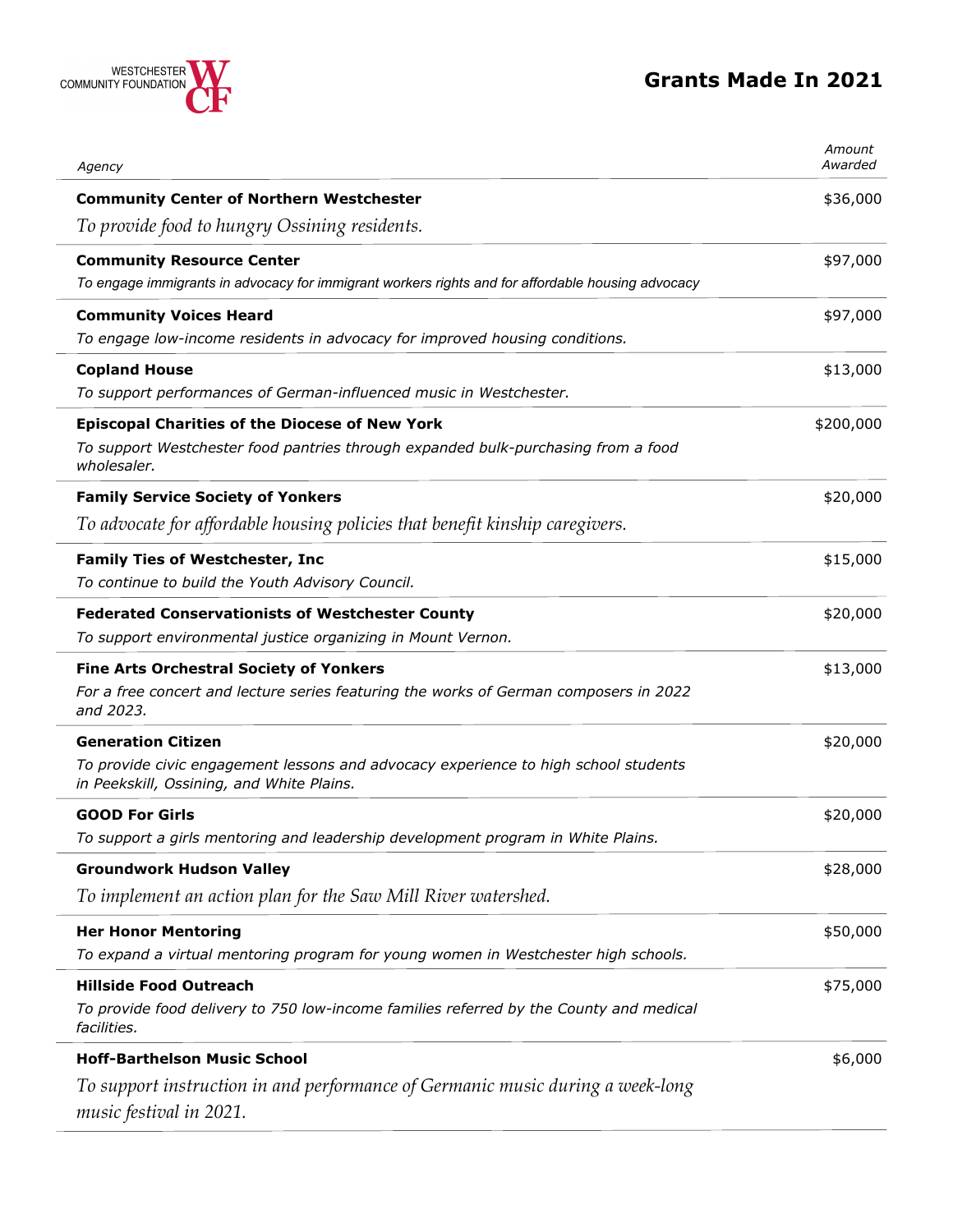# Grants Made In 2021

| Agency | Amount Awarded |
|---|---|
| **Community Center of Northern Westchester**<br>*To provide food to hungry Ossining residents.* | $36,000 |
| **Community Resource Center**<br>*To engage immigrants in advocacy for immigrant workers rights and for affordable housing advocacy* | $97,000 |
| **Community Voices Heard**<br>*To engage low-income residents in advocacy for improved housing conditions.* | $97,000 |
| **Copland House**<br>*To support performances of German-influenced music in Westchester.* | $13,000 |
| **Episcopal Charities of the Diocese of New York**<br>*To support Westchester food pantries through expanded bulk-purchasing from a food wholesaler.* | $200,000 |
| **Family Service Society of Yonkers**<br>*To advocate for affordable housing policies that benefit kinship caregivers.* | $20,000 |
| **Family Ties of Westchester, Inc**<br>*To continue to build the Youth Advisory Council.* | $15,000 |
| **Federated Conservationists of Westchester County**<br>*To support environmental justice organizing in Mount Vernon.* | $20,000 |
| **Fine Arts Orchestral Society of Yonkers**<br>*For a free concert and lecture series featuring the works of German composers in 2022 and 2023.* | $13,000 |
| **Generation Citizen**<br>*To provide civic engagement lessons and advocacy experience to high school students in Peekskill, Ossining, and White Plains.* | $20,000 |
| **GOOD For Girls**<br>*To support a girls mentoring and leadership development program in White Plains.* | $20,000 |
| **Groundwork Hudson Valley**<br>*To implement an action plan for the Saw Mill River watershed.* | $28,000 |
| **Her Honor Mentoring**<br>*To expand a virtual mentoring program for young women in Westchester high schools.* | $50,000 |
| **Hillside Food Outreach**<br>*To provide food delivery to 750 low-income families referred by the County and medical facilities.* | $75,000 |
| **Hoff-Barthelson Music School**<br>*To support instruction in and performance of Germanic music during a week-long music festival in 2021.* | $6,000 |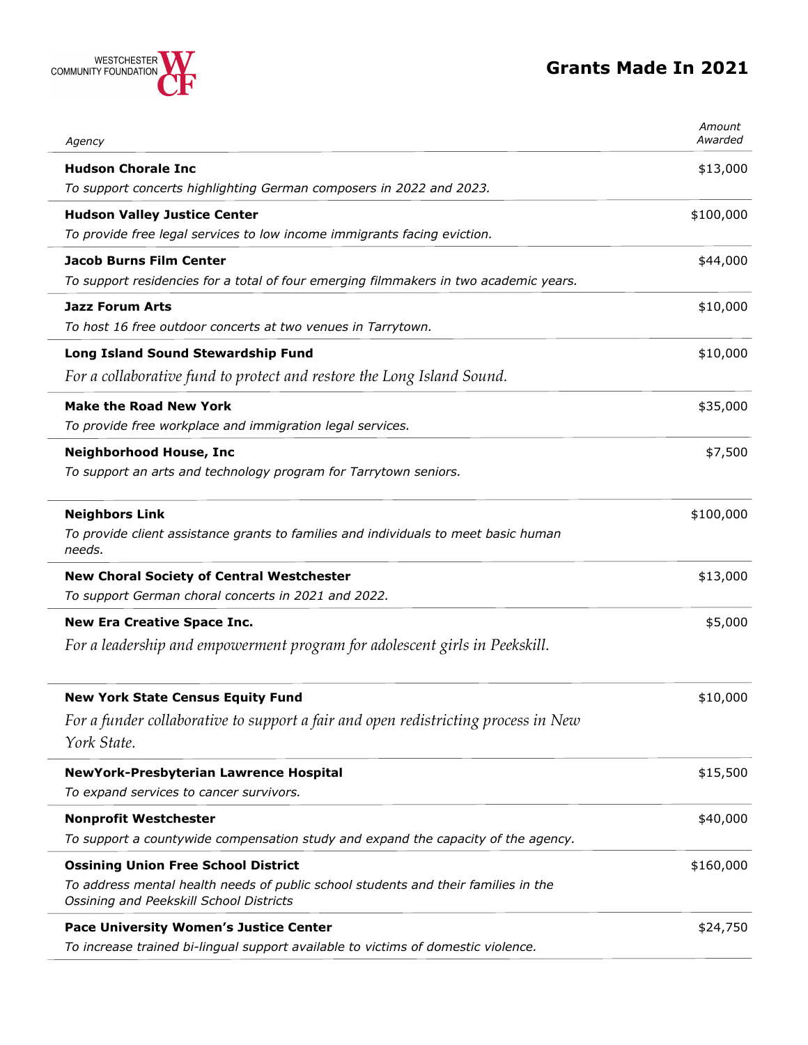# Grants Made In 2021

| Agency | Amount Awarded |
|---|---|
| **Hudson Chorale Inc**<br>*To support concerts highlighting German composers in 2022 and 2023.* | $13,000 |
| **Hudson Valley Justice Center**<br>*To provide free legal services to low income immigrants facing eviction.* | $100,000 |
| **Jacob Burns Film Center**<br>*To support residencies for a total of four emerging filmmakers in two academic years.* | $44,000 |
| **Jazz Forum Arts**<br>*To host 16 free outdoor concerts at two venues in Tarrytown.* | $10,000 |
| **Long Island Sound Stewardship Fund**<br>*For a collaborative fund to protect and restore the Long Island Sound.* | $10,000 |
| **Make the Road New York**<br>*To provide free workplace and immigration legal services.* | $35,000 |
| **Neighborhood House, Inc**<br>*To support an arts and technology program for Tarrytown seniors.* | $7,500 |
| **Neighbors Link**<br>*To provide client assistance grants to families and individuals to meet basic human needs.* | $100,000 |
| **New Choral Society of Central Westchester**<br>*To support German choral concerts in 2021 and 2022.* | $13,000 |
| **New Era Creative Space Inc.**<br>*For a leadership and empowerment program for adolescent girls in Peekskill.* | $5,000 |
| **New York State Census Equity Fund**<br>*For a funder collaborative to support a fair and open redistricting process in New York State.* | $10,000 |
| **NewYork-Presbyterian Lawrence Hospital**<br>*To expand services to cancer survivors.* | $15,500 |
| **Nonprofit Westchester**<br>*To support a countywide compensation study and expand the capacity of the agency.* | $40,000 |
| **Ossining Union Free School District**<br>*To address mental health needs of public school students and their families in the Ossining and Peekskill School Districts* | $160,000 |
| **Pace University Women's Justice Center**<br>*To increase trained bi-lingual support available to victims of domestic violence.* | $24,750 |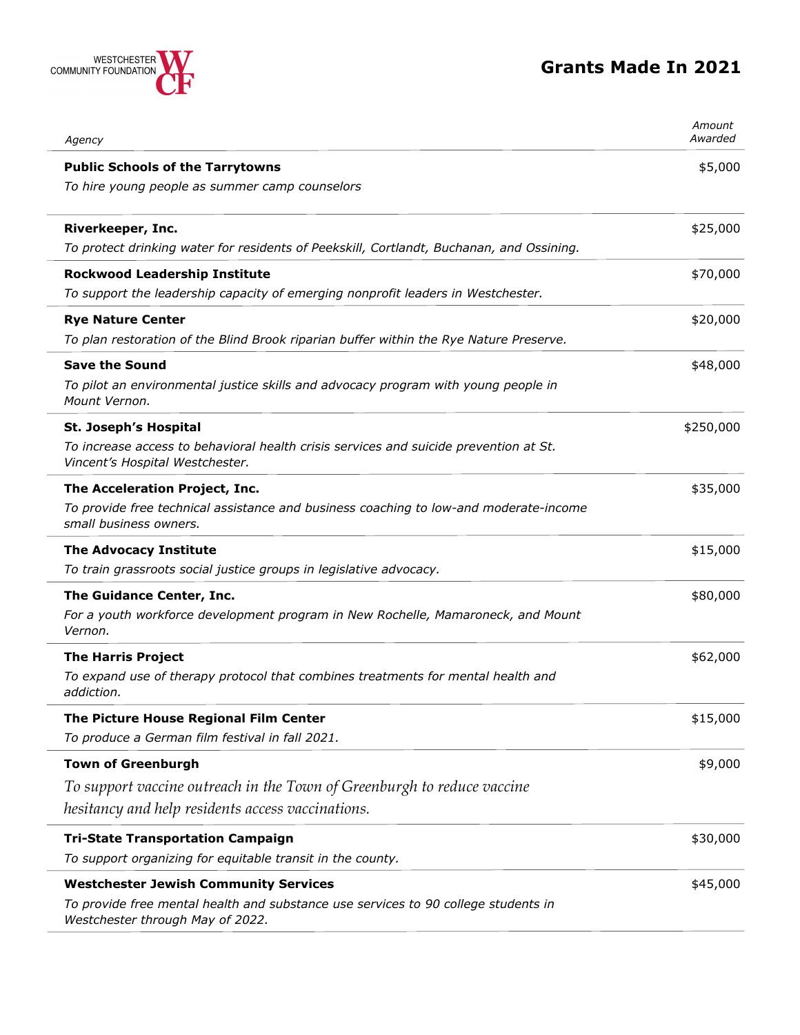# Grants Made In 2021

| Agency | Amount Awarded |
|---|---|
| **Public Schools of the Tarrytowns**<br>*To hire young people as summer camp counselors* | $5,000 |
| **Riverkeeper, Inc.**<br>*To protect drinking water for residents of Peekskill, Cortlandt, Buchanan, and Ossining.* | $25,000 |
| **Rockwood Leadership Institute**<br>*To support the leadership capacity of emerging nonprofit leaders in Westchester.* | $70,000 |
| **Rye Nature Center**<br>*To plan restoration of the Blind Brook riparian buffer within the Rye Nature Preserve.* | $20,000 |
| **Save the Sound**<br>*To pilot an environmental justice skills and advocacy program with young people in Mount Vernon.* | $48,000 |
| **St. Joseph's Hospital**<br>*To increase access to behavioral health crisis services and suicide prevention at St. Vincent's Hospital Westchester.* | $250,000 |
| **The Acceleration Project, Inc.**<br>*To provide free technical assistance and business coaching to low-and moderate-income small business owners.* | $35,000 |
| **The Advocacy Institute**<br>*To train grassroots social justice groups in legislative advocacy.* | $15,000 |
| **The Guidance Center, Inc.**<br>*For a youth workforce development program in New Rochelle, Mamaroneck, and Mount Vernon.* | $80,000 |
| **The Harris Project**<br>*To expand use of therapy protocol that combines treatments for mental health and addiction.* | $62,000 |
| **The Picture House Regional Film Center**<br>*To produce a German film festival in fall 2021.* | $15,000 |
| **Town of Greenburgh**<br>*To support vaccine outreach in the Town of Greenburgh to reduce vaccine hesitancy and help residents access vaccinations.* | $9,000 |
| **Tri-State Transportation Campaign**<br>*To support organizing for equitable transit in the county.* | $30,000 |
| **Westchester Jewish Community Services**<br>*To provide free mental health and substance use services to 90 college students in Westchester through May of 2022.* | $45,000 |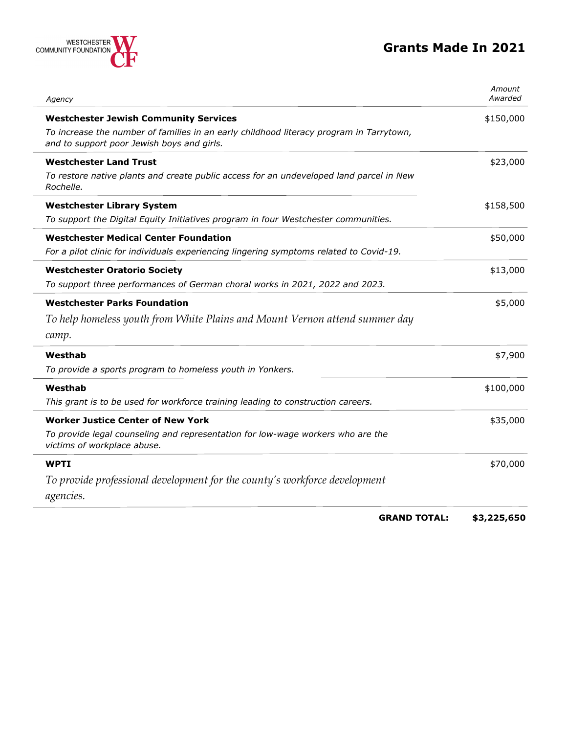WESTCHESTER COMMUNITY FOUNDATION

# Grants Made In 2021

| *Agency* | *Amount Awarded* |
| --- | --- |
| **Westchester Jewish Community Services**<br>*To increase the number of families in an early childhood literacy program in Tarrytown, and to support poor Jewish boys and girls.* | $150,000 |
| **Westchester Land Trust**<br>*To restore native plants and create public access for an undeveloped land parcel in New Rochelle.* | $23,000 |
| **Westchester Library System**<br>*To support the Digital Equity Initiatives program in four Westchester communities.* | $158,500 |
| **Westchester Medical Center Foundation**<br>*For a pilot clinic for individuals experiencing lingering symptoms related to Covid-19.* | $50,000 |
| **Westchester Oratorio Society**<br>*To support three performances of German choral works in 2021, 2022 and 2023.* | $13,000 |
| **Westchester Parks Foundation**<br>*To help homeless youth from White Plains and Mount Vernon attend summer day camp.* | $5,000 |
| **Westhab**<br>*To provide a sports program to homeless youth in Yonkers.* | $7,900 |
| **Westhab**<br>*This grant is to be used for workforce training leading to construction careers.* | $100,000 |
| **Worker Justice Center of New York**<br>*To provide legal counseling and representation for low-wage workers who are the victims of workplace abuse.* | $35,000 |
| **WPTI**<br>*To provide professional development for the county's workforce development agencies.* | $70,000 |
| **GRAND TOTAL:** | **$3,225,650** |